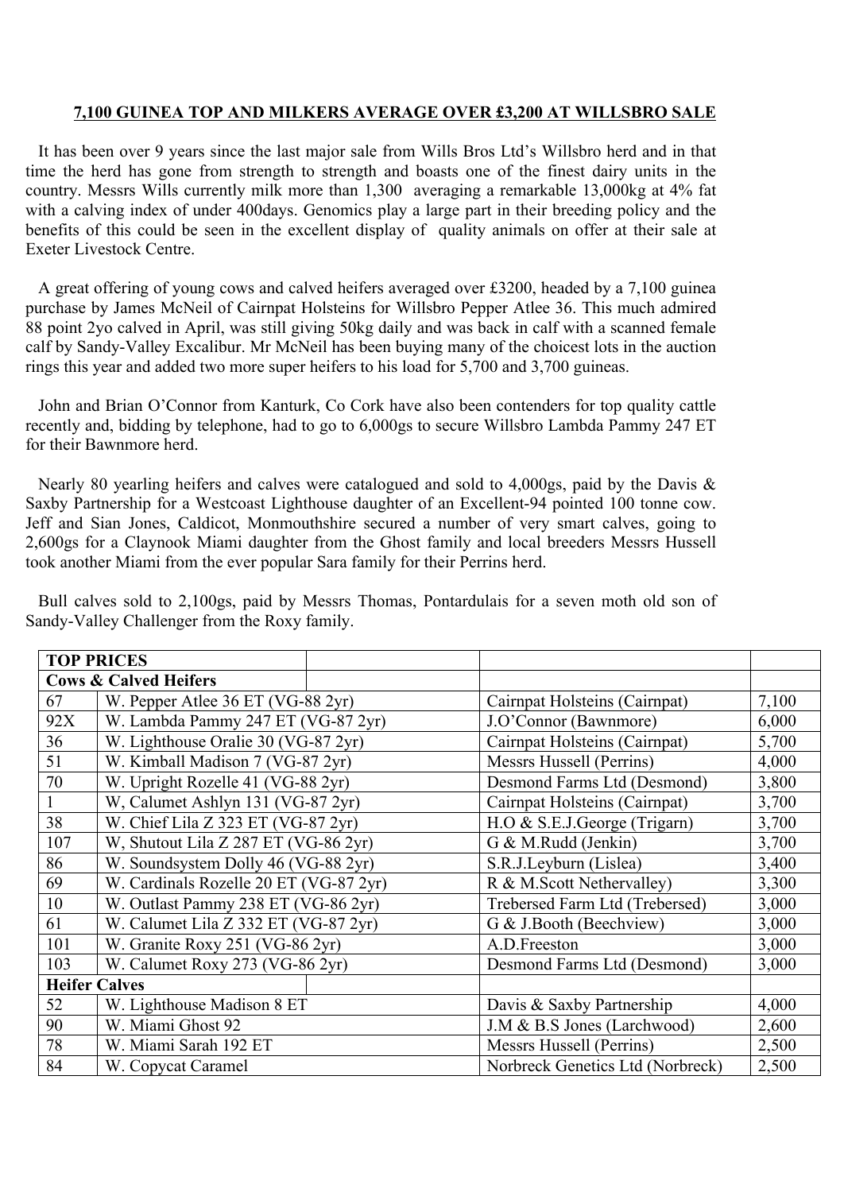# 7,100 GUINEA TOP AND MILKERS AVERAGE OVER £3,200 AT WILLSBRO SALE

It has been over 9 years since the last major sale from Wills Bros Ltd's Willsbro herd and in that time the herd has gone from strength to strength and boasts one of the finest dairy units in the country. Messrs Wills currently milk more than 1,300 averaging a remarkable 13,000kg at 4% fat with a calving index of under 400days. Genomics play a large part in their breeding policy and the benefits of this could be seen in the excellent display of quality animals on offer at their sale at Exeter Livestock Centre.

A great offering of young cows and calved heifers averaged over £3200, headed by a 7,100 guinea purchase by James McNeil of Cairnpat Holsteins for Willsbro Pepper Atlee 36. This much admired 88 point 2yo calved in April, was still giving 50kg daily and was back in calf with a scanned female calf by Sandy-Valley Excalibur. Mr McNeil has been buying many of the choicest lots in the auction rings this year and added two more super heifers to his load for 5,700 and 3,700 guineas.

John and Brian O'Connor from Kanturk, Co Cork have also been contenders for top quality cattle recently and, bidding by telephone, had to go to 6,000gs to secure Willsbro Lambda Pammy 247 ET for their Bawnmore herd.

Nearly 80 yearling heifers and calves were catalogued and sold to 4,000gs, paid by the Davis & Saxby Partnership for a Westcoast Lighthouse daughter of an Excellent-94 pointed 100 tonne cow. Jeff and Sian Jones, Caldicot, Monmouthshire secured a number of very smart calves, going to 2,600gs for a Claynook Miami daughter from the Ghost family and local breeders Messrs Hussell took another Miami from the ever popular Sara family for their Perrins herd.

Bull calves sold to 2,100gs, paid by Messrs Thomas, Pontardulais for a seven moth old son of Sandy-Valley Challenger from the Roxy family.

| TOP PRICES | | | |
|---|---|---|---|
| **Cows & Calved Heifers** | | | |
| 67 | W. Pepper Atlee 36 ET (VG-88 2yr) | Cairnpat Holsteins (Cairnpat) | 7,100 |
| 92X | W. Lambda Pammy 247 ET (VG-87 2yr) | J.O'Connor (Bawnmore) | 6,000 |
| 36 | W. Lighthouse Oralie 30 (VG-87 2yr) | Cairnpat Holsteins (Cairnpat) | 5,700 |
| 51 | W. Kimball Madison 7 (VG-87 2yr) | Messrs Hussell (Perrins) | 4,000 |
| 70 | W. Upright Rozelle 41 (VG-88 2yr) | Desmond Farms Ltd (Desmond) | 3,800 |
| 1 | W, Calumet Ashlyn 131 (VG-87 2yr) | Cairnpat Holsteins (Cairnpat) | 3,700 |
| 38 | W. Chief Lila Z 323 ET (VG-87 2yr) | H.O & S.E.J.George (Trigarn) | 3,700 |
| 107 | W, Shutout Lila Z 287 ET (VG-86 2yr) | G & M.Rudd (Jenkin) | 3,700 |
| 86 | W. Soundsystem Dolly 46 (VG-88 2yr) | S.R.J.Leyburn (Lislea) | 3,400 |
| 69 | W. Cardinals Rozelle 20 ET (VG-87 2yr) | R & M.Scott Nethervalley) | 3,300 |
| 10 | W. Outlast Pammy 238 ET (VG-86 2yr) | Trebersed Farm Ltd (Trebersed) | 3,000 |
| 61 | W. Calumet Lila Z 332 ET (VG-87 2yr) | G & J.Booth (Beechview) | 3,000 |
| 101 | W. Granite Roxy 251 (VG-86 2yr) | A.D.Freeston | 3,000 |
| 103 | W. Calumet Roxy 273 (VG-86 2yr) | Desmond Farms Ltd (Desmond) | 3,000 |
| **Heifer Calves** | | | |
| 52 | W. Lighthouse Madison 8 ET | Davis & Saxby Partnership | 4,000 |
| 90 | W. Miami Ghost 92 | J.M & B.S Jones (Larchwood) | 2,600 |
| 78 | W. Miami Sarah 192 ET | Messrs Hussell (Perrins) | 2,500 |
| 84 | W. Copycat Caramel | Norbreck Genetics Ltd (Norbreck) | 2,500 |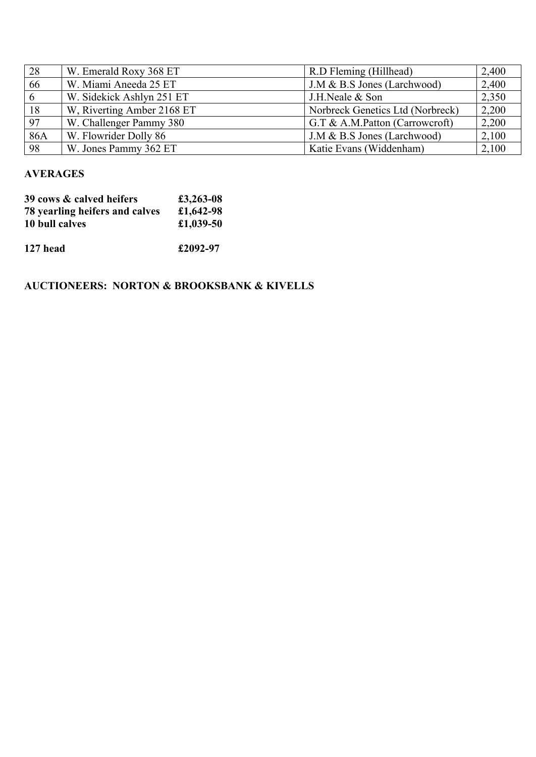| | | | |
|---|---|---|---|
| 28 | W. Emerald Roxy 368 ET | R.D Fleming (Hillhead) | 2,400 |
| 66 | W. Miami Aneeda 25 ET | J.M & B.S Jones (Larchwood) | 2,400 |
| 6 | W. Sidekick Ashlyn 251 ET | J.H.Neale & Son | 2,350 |
| 18 | W, Riverting Amber 2168 ET | Norbreck Genetics Ltd (Norbreck) | 2,200 |
| 97 | W. Challenger Pammy 380 | G.T & A.M.Patton (Carrowcroft) | 2,200 |
| 86A | W. Flowrider Dolly 86 | J.M & B.S Jones (Larchwood) | 2,100 |
| 98 | W. Jones Pammy 362 ET | Katie Evans (Widdenham) | 2,100 |

**AVERAGES**

| | |
|---|---|
| **39 cows & calved heifers** | **£3,263-08** |
| **78 yearling heifers and calves** | **£1,642-98** |
| **10 bull calves** | **£1,039-50** |
| **127 head** | **£2092-97** |

**AUCTIONEERS: NORTON & BROOKSBANK & KIVELLS**